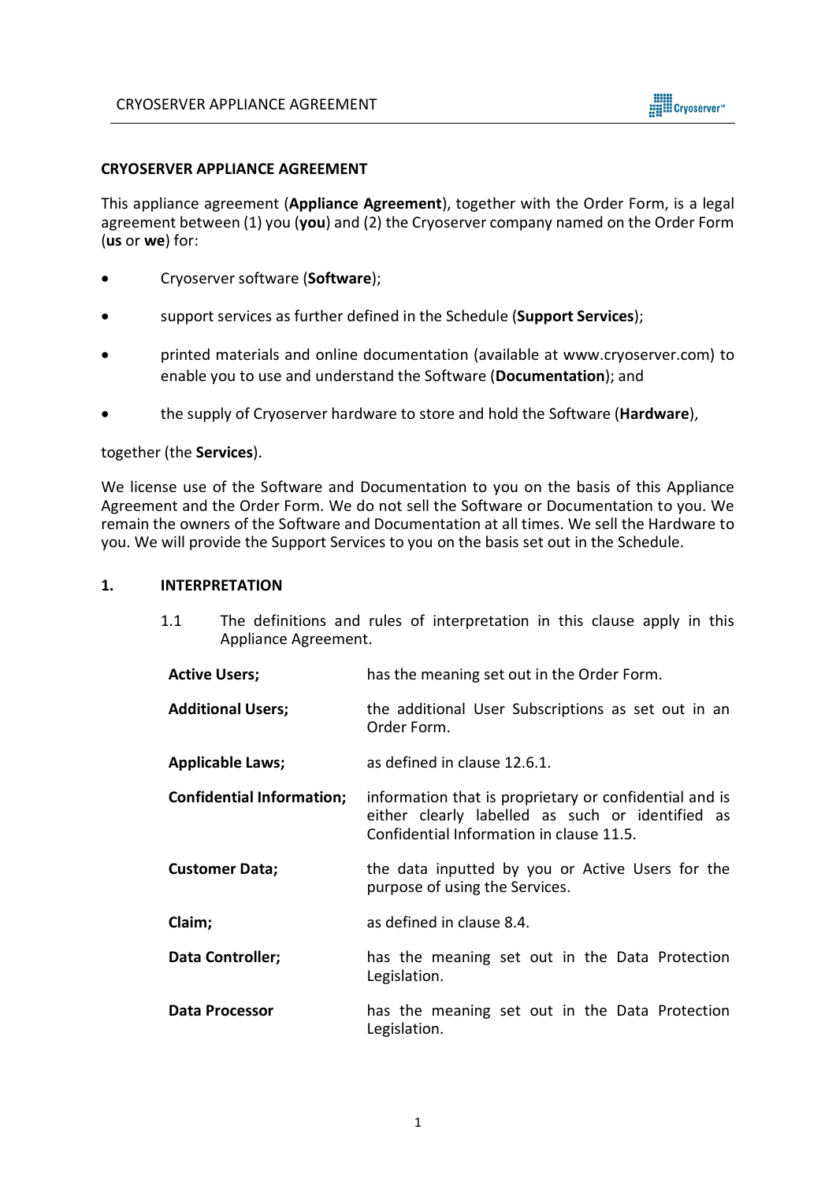# CRYOSERVER APPLIANCE AGREEMENT

This appliance agreement (**Appliance Agreement**), together with the Order Form, is a legal agreement between (1) you (**you**) and (2) the Cryoserver company named on the Order Form (**us** or **we**) for:

- Cryoserver software (**Software**);
- support services as further defined in the Schedule (**Support Services**);
- printed materials and online documentation (available at www.cryoserver.com) to enable you to use and understand the Software (**Documentation**); and
- the supply of Cryoserver hardware to store and hold the Software (**Hardware**),

together (the **Services**).

We license use of the Software and Documentation to you on the basis of this Appliance Agreement and the Order Form. We do not sell the Software or Documentation to you. We remain the owners of the Software and Documentation at all times. We sell the Hardware to you. We will provide the Support Services to you on the basis set out in the Schedule.

## 1. INTERPRETATION

1.1 The definitions and rules of interpretation in this clause apply in this Appliance Agreement.

| Term | Definition |
|---|---|
| **Active Users;** | has the meaning set out in the Order Form. |
| **Additional Users;** | the additional User Subscriptions as set out in an Order Form. |
| **Applicable Laws;** | as defined in clause 12.6.1. |
| **Confidential Information;** | information that is proprietary or confidential and is either clearly labelled as such or identified as Confidential Information in clause 11.5. |
| **Customer Data;** | the data inputted by you or Active Users for the purpose of using the Services. |
| **Claim;** | as defined in clause 8.4. |
| **Data Controller;** | has the meaning set out in the Data Protection Legislation. |
| **Data Processor** | has the meaning set out in the Data Protection Legislation. |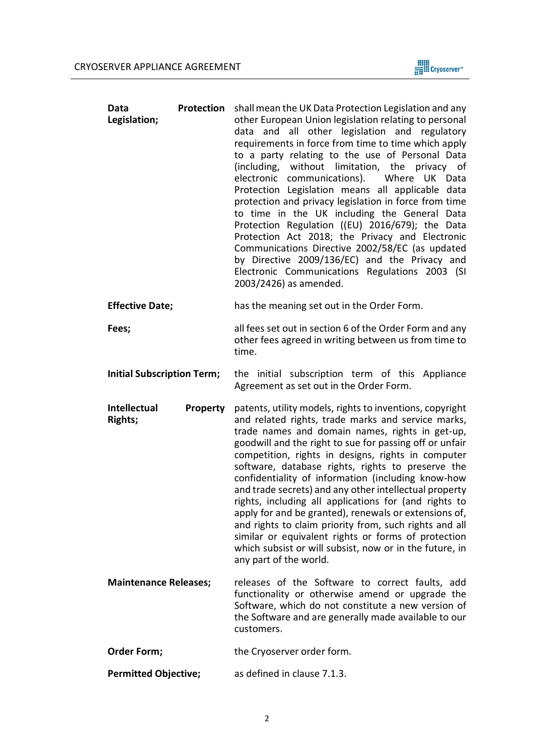| | |
|---|---|
| **Data Protection Legislation;** | shall mean the UK Data Protection Legislation and any other European Union legislation relating to personal data and all other legislation and regulatory requirements in force from time to time which apply to a party relating to the use of Personal Data (including, without limitation, the privacy of electronic communications). Where UK Data Protection Legislation means all applicable data protection and privacy legislation in force from time to time in the UK including the General Data Protection Regulation ((EU) 2016/679); the Data Protection Act 2018; the Privacy and Electronic Communications Directive 2002/58/EC (as updated by Directive 2009/136/EC) and the Privacy and Electronic Communications Regulations 2003 (SI 2003/2426) as amended. |
| **Effective Date;** | has the meaning set out in the Order Form. |
| **Fees;** | all fees set out in section 6 of the Order Form and any other fees agreed in writing between us from time to time. |
| **Initial Subscription Term;** | the initial subscription term of this Appliance Agreement as set out in the Order Form. |
| **Intellectual Property Rights;** | patents, utility models, rights to inventions, copyright and related rights, trade marks and service marks, trade names and domain names, rights in get-up, goodwill and the right to sue for passing off or unfair competition, rights in designs, rights in computer software, database rights, rights to preserve the confidentiality of information (including know-how and trade secrets) and any other intellectual property rights, including all applications for (and rights to apply for and be granted), renewals or extensions of, and rights to claim priority from, such rights and all similar or equivalent rights or forms of protection which subsist or will subsist, now or in the future, in any part of the world. |
| **Maintenance Releases;** | releases of the Software to correct faults, add functionality or otherwise amend or upgrade the Software, which do not constitute a new version of the Software and are generally made available to our customers. |
| **Order Form;** | the Cryoserver order form. |
| **Permitted Objective;** | as defined in clause 7.1.3. |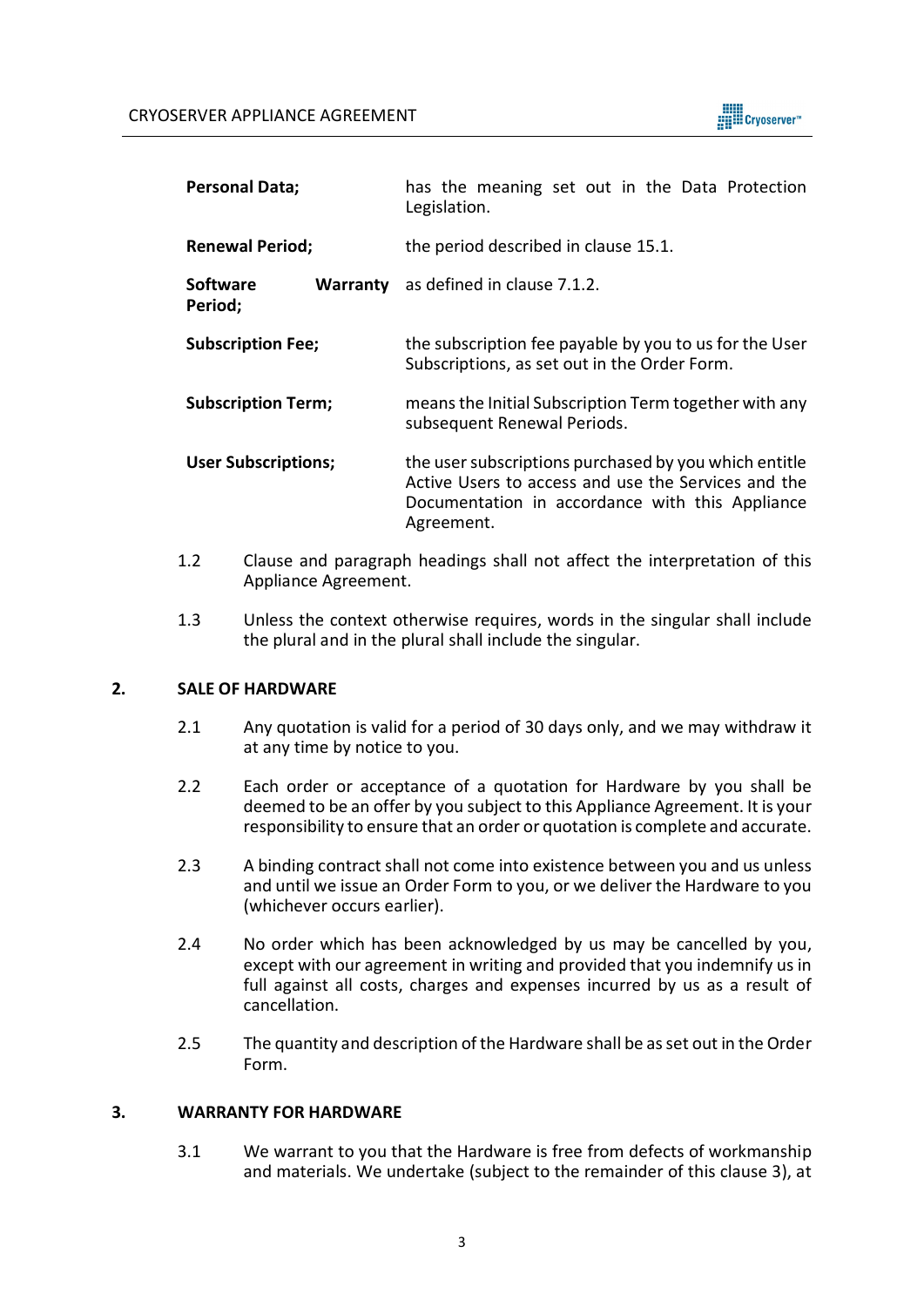| | |
|---|---|
| **Personal Data;** | has the meaning set out in the Data Protection Legislation. |
| **Renewal Period;** | the period described in clause 15.1. |
| **Software Warranty Period;** | as defined in clause 7.1.2. |
| **Subscription Fee;** | the subscription fee payable by you to us for the User Subscriptions, as set out in the Order Form. |
| **Subscription Term;** | means the Initial Subscription Term together with any subsequent Renewal Periods. |
| **User Subscriptions;** | the user subscriptions purchased by you which entitle Active Users to access and use the Services and the Documentation in accordance with this Appliance Agreement. |

1.2 Clause and paragraph headings shall not affect the interpretation of this Appliance Agreement.

1.3 Unless the context otherwise requires, words in the singular shall include the plural and in the plural shall include the singular.

## 2. SALE OF HARDWARE

2.1 Any quotation is valid for a period of 30 days only, and we may withdraw it at any time by notice to you.

2.2 Each order or acceptance of a quotation for Hardware by you shall be deemed to be an offer by you subject to this Appliance Agreement. It is your responsibility to ensure that an order or quotation is complete and accurate.

2.3 A binding contract shall not come into existence between you and us unless and until we issue an Order Form to you, or we deliver the Hardware to you (whichever occurs earlier).

2.4 No order which has been acknowledged by us may be cancelled by you, except with our agreement in writing and provided that you indemnify us in full against all costs, charges and expenses incurred by us as a result of cancellation.

2.5 The quantity and description of the Hardware shall be as set out in the Order Form.

## 3. WARRANTY FOR HARDWARE

3.1 We warrant to you that the Hardware is free from defects of workmanship and materials. We undertake (subject to the remainder of this clause 3), at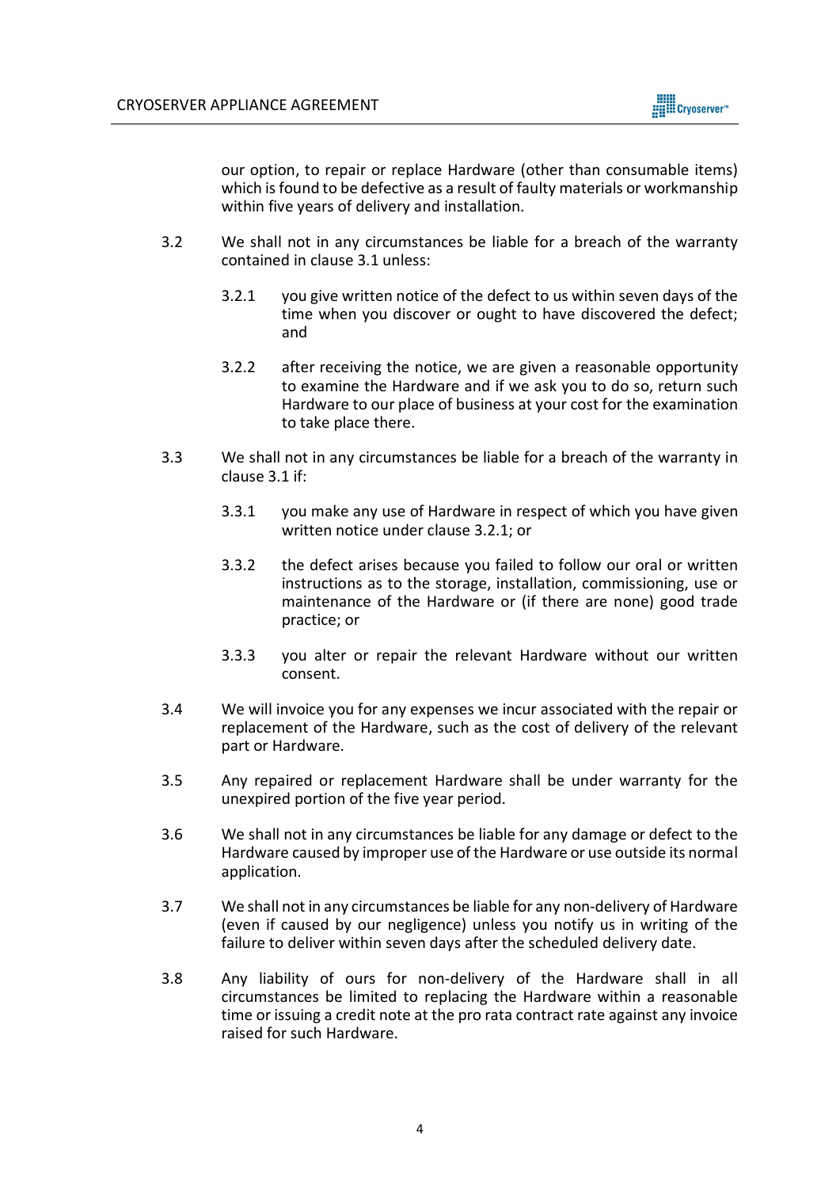our option, to repair or replace Hardware (other than consumable items) which is found to be defective as a result of faulty materials or workmanship within five years of delivery and installation.

3.2 We shall not in any circumstances be liable for a breach of the warranty contained in clause 3.1 unless:

3.2.1 you give written notice of the defect to us within seven days of the time when you discover or ought to have discovered the defect; and

3.2.2 after receiving the notice, we are given a reasonable opportunity to examine the Hardware and if we ask you to do so, return such Hardware to our place of business at your cost for the examination to take place there.

3.3 We shall not in any circumstances be liable for a breach of the warranty in clause 3.1 if:

3.3.1 you make any use of Hardware in respect of which you have given written notice under clause 3.2.1; or

3.3.2 the defect arises because you failed to follow our oral or written instructions as to the storage, installation, commissioning, use or maintenance of the Hardware or (if there are none) good trade practice; or

3.3.3 you alter or repair the relevant Hardware without our written consent.

3.4 We will invoice you for any expenses we incur associated with the repair or replacement of the Hardware, such as the cost of delivery of the relevant part or Hardware.

3.5 Any repaired or replacement Hardware shall be under warranty for the unexpired portion of the five year period.

3.6 We shall not in any circumstances be liable for any damage or defect to the Hardware caused by improper use of the Hardware or use outside its normal application.

3.7 We shall not in any circumstances be liable for any non-delivery of Hardware (even if caused by our negligence) unless you notify us in writing of the failure to deliver within seven days after the scheduled delivery date.

3.8 Any liability of ours for non-delivery of the Hardware shall in all circumstances be limited to replacing the Hardware within a reasonable time or issuing a credit note at the pro rata contract rate against any invoice raised for such Hardware.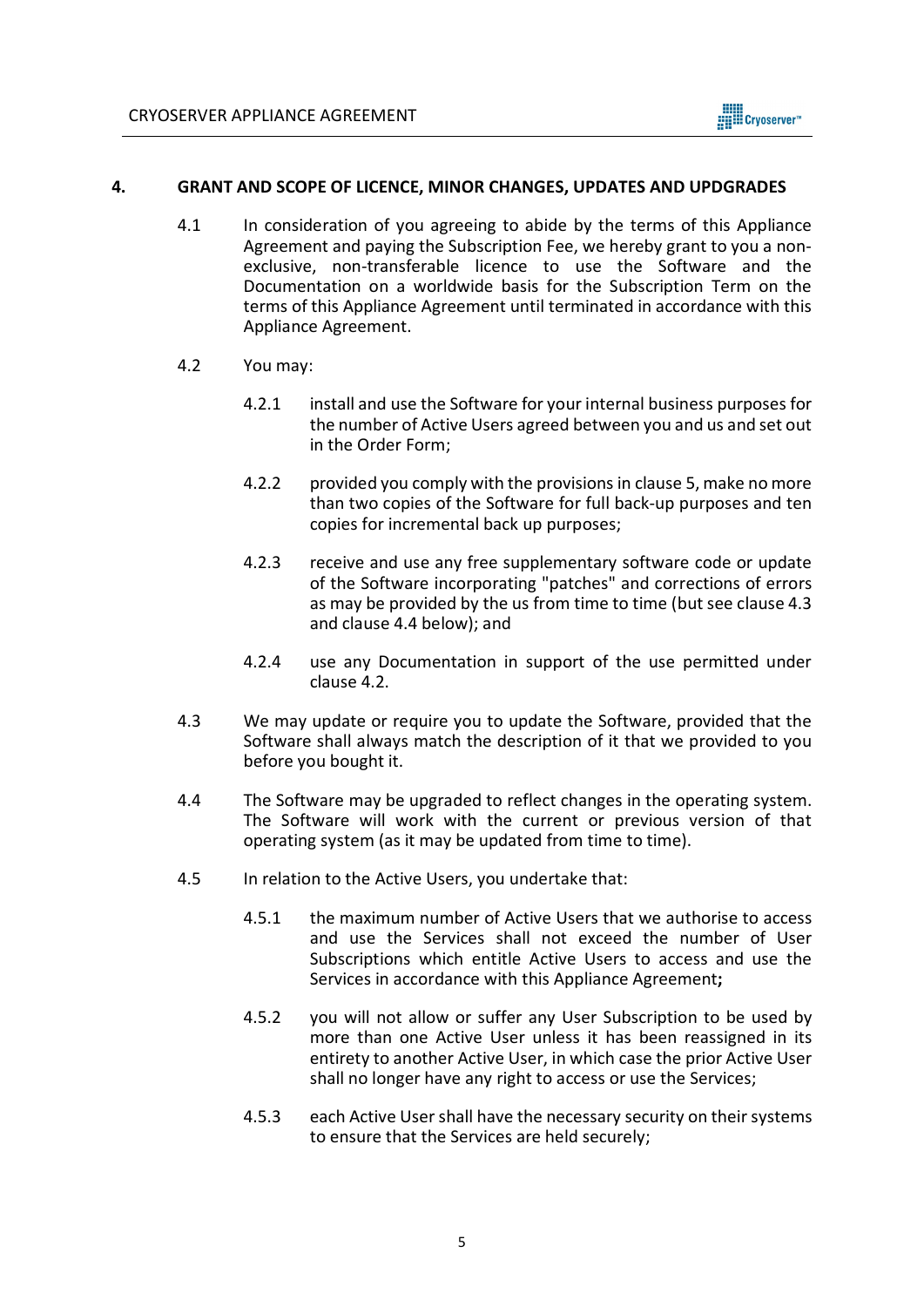## 4. GRANT AND SCOPE OF LICENCE, MINOR CHANGES, UPDATES AND UPDGRADES

4.1 In consideration of you agreeing to abide by the terms of this Appliance Agreement and paying the Subscription Fee, we hereby grant to you a non-exclusive, non-transferable licence to use the Software and the Documentation on a worldwide basis for the Subscription Term on the terms of this Appliance Agreement until terminated in accordance with this Appliance Agreement.

4.2 You may:

4.2.1 install and use the Software for your internal business purposes for the number of Active Users agreed between you and us and set out in the Order Form;

4.2.2 provided you comply with the provisions in clause 5, make no more than two copies of the Software for full back-up purposes and ten copies for incremental back up purposes;

4.2.3 receive and use any free supplementary software code or update of the Software incorporating "patches" and corrections of errors as may be provided by the us from time to time (but see clause 4.3 and clause 4.4 below); and

4.2.4 use any Documentation in support of the use permitted under clause 4.2.

4.3 We may update or require you to update the Software, provided that the Software shall always match the description of it that we provided to you before you bought it.

4.4 The Software may be upgraded to reflect changes in the operating system. The Software will work with the current or previous version of that operating system (as it may be updated from time to time).

4.5 In relation to the Active Users, you undertake that:

4.5.1 the maximum number of Active Users that we authorise to access and use the Services shall not exceed the number of User Subscriptions which entitle Active Users to access and use the Services in accordance with this Appliance Agreement**;**

4.5.2 you will not allow or suffer any User Subscription to be used by more than one Active User unless it has been reassigned in its entirety to another Active User, in which case the prior Active User shall no longer have any right to access or use the Services;

4.5.3 each Active User shall have the necessary security on their systems to ensure that the Services are held securely;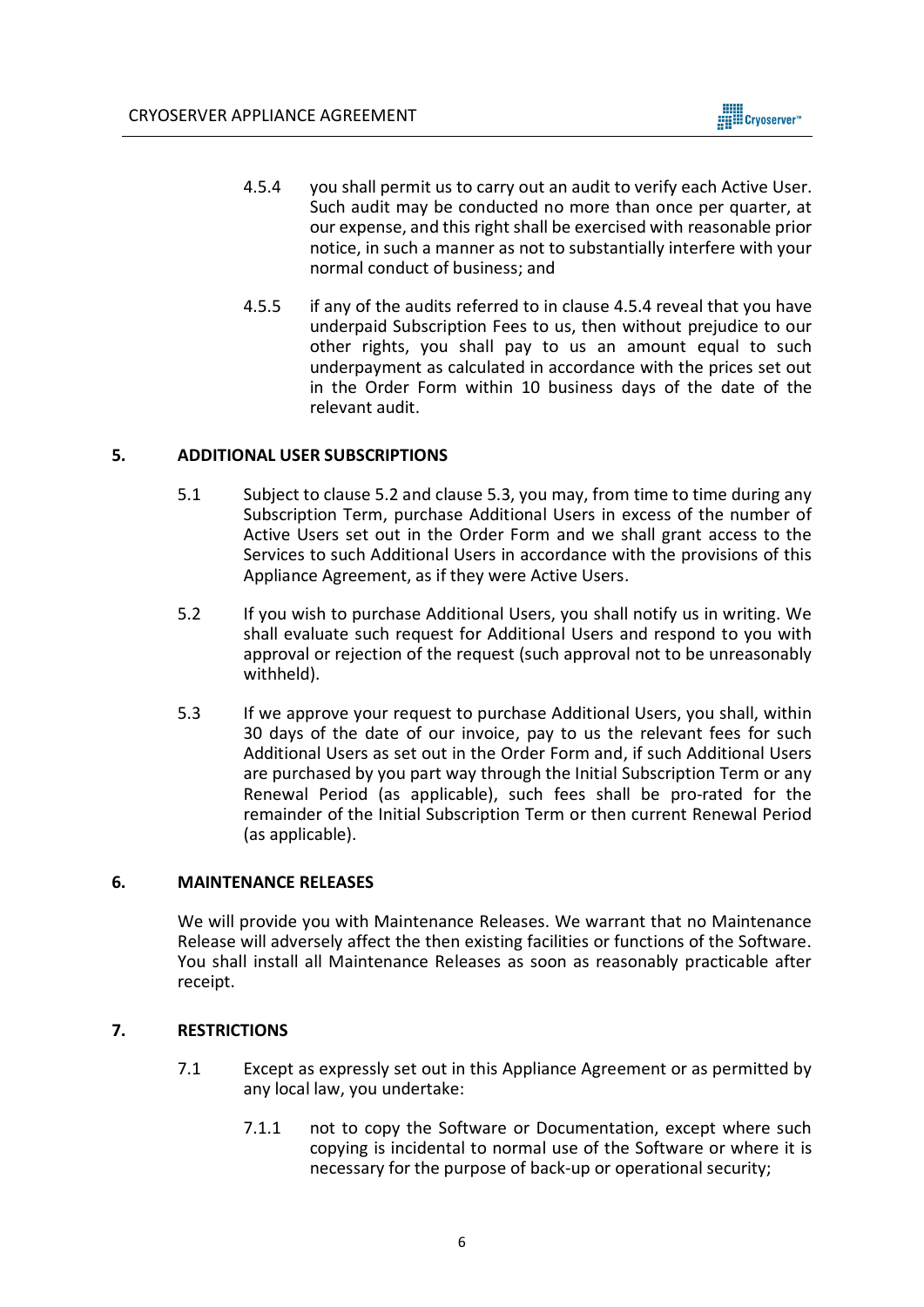4.5.4 you shall permit us to carry out an audit to verify each Active User. Such audit may be conducted no more than once per quarter, at our expense, and this right shall be exercised with reasonable prior notice, in such a manner as not to substantially interfere with your normal conduct of business; and

4.5.5 if any of the audits referred to in clause 4.5.4 reveal that you have underpaid Subscription Fees to us, then without prejudice to our other rights, you shall pay to us an amount equal to such underpayment as calculated in accordance with the prices set out in the Order Form within 10 business days of the date of the relevant audit.

## 5. ADDITIONAL USER SUBSCRIPTIONS

5.1 Subject to clause 5.2 and clause 5.3, you may, from time to time during any Subscription Term, purchase Additional Users in excess of the number of Active Users set out in the Order Form and we shall grant access to the Services to such Additional Users in accordance with the provisions of this Appliance Agreement, as if they were Active Users.

5.2 If you wish to purchase Additional Users, you shall notify us in writing. We shall evaluate such request for Additional Users and respond to you with approval or rejection of the request (such approval not to be unreasonably withheld).

5.3 If we approve your request to purchase Additional Users, you shall, within 30 days of the date of our invoice, pay to us the relevant fees for such Additional Users as set out in the Order Form and, if such Additional Users are purchased by you part way through the Initial Subscription Term or any Renewal Period (as applicable), such fees shall be pro-rated for the remainder of the Initial Subscription Term or then current Renewal Period (as applicable).

## 6. MAINTENANCE RELEASES

We will provide you with Maintenance Releases. We warrant that no Maintenance Release will adversely affect the then existing facilities or functions of the Software. You shall install all Maintenance Releases as soon as reasonably practicable after receipt.

## 7. RESTRICTIONS

7.1 Except as expressly set out in this Appliance Agreement or as permitted by any local law, you undertake:

7.1.1 not to copy the Software or Documentation, except where such copying is incidental to normal use of the Software or where it is necessary for the purpose of back-up or operational security;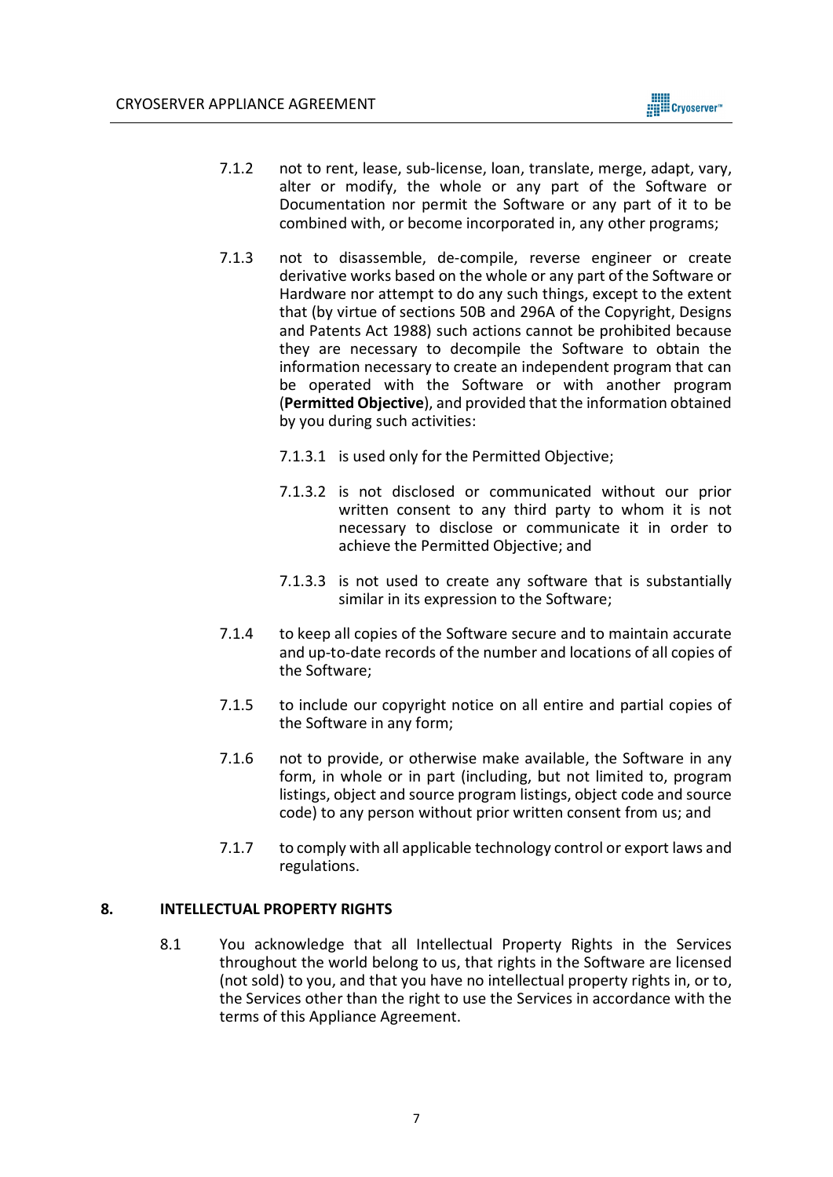7.1.2 not to rent, lease, sub-license, loan, translate, merge, adapt, vary, alter or modify, the whole or any part of the Software or Documentation nor permit the Software or any part of it to be combined with, or become incorporated in, any other programs;

7.1.3 not to disassemble, de-compile, reverse engineer or create derivative works based on the whole or any part of the Software or Hardware nor attempt to do any such things, except to the extent that (by virtue of sections 50B and 296A of the Copyright, Designs and Patents Act 1988) such actions cannot be prohibited because they are necessary to decompile the Software to obtain the information necessary to create an independent program that can be operated with the Software or with another program (**Permitted Objective**), and provided that the information obtained by you during such activities:

7.1.3.1 is used only for the Permitted Objective;

7.1.3.2 is not disclosed or communicated without our prior written consent to any third party to whom it is not necessary to disclose or communicate it in order to achieve the Permitted Objective; and

7.1.3.3 is not used to create any software that is substantially similar in its expression to the Software;

7.1.4 to keep all copies of the Software secure and to maintain accurate and up-to-date records of the number and locations of all copies of the Software;

7.1.5 to include our copyright notice on all entire and partial copies of the Software in any form;

7.1.6 not to provide, or otherwise make available, the Software in any form, in whole or in part (including, but not limited to, program listings, object and source program listings, object code and source code) to any person without prior written consent from us; and

7.1.7 to comply with all applicable technology control or export laws and regulations.

## 8. INTELLECTUAL PROPERTY RIGHTS

8.1 You acknowledge that all Intellectual Property Rights in the Services throughout the world belong to us, that rights in the Software are licensed (not sold) to you, and that you have no intellectual property rights in, or to, the Services other than the right to use the Services in accordance with the terms of this Appliance Agreement.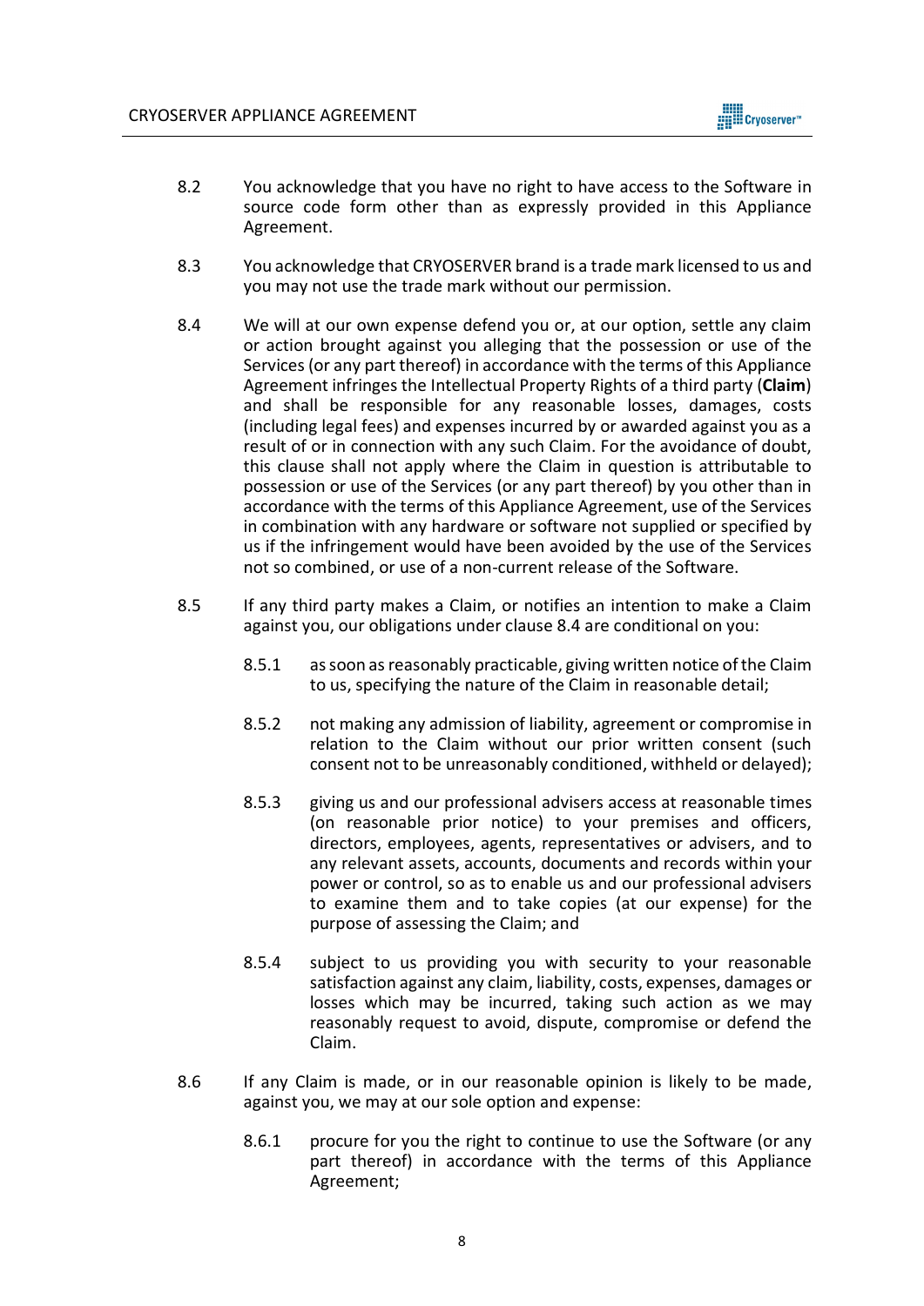8.2 You acknowledge that you have no right to have access to the Software in source code form other than as expressly provided in this Appliance Agreement.

8.3 You acknowledge that CRYOSERVER brand is a trade mark licensed to us and you may not use the trade mark without our permission.

8.4 We will at our own expense defend you or, at our option, settle any claim or action brought against you alleging that the possession or use of the Services (or any part thereof) in accordance with the terms of this Appliance Agreement infringes the Intellectual Property Rights of a third party (**Claim**) and shall be responsible for any reasonable losses, damages, costs (including legal fees) and expenses incurred by or awarded against you as a result of or in connection with any such Claim. For the avoidance of doubt, this clause shall not apply where the Claim in question is attributable to possession or use of the Services (or any part thereof) by you other than in accordance with the terms of this Appliance Agreement, use of the Services in combination with any hardware or software not supplied or specified by us if the infringement would have been avoided by the use of the Services not so combined, or use of a non-current release of the Software.

8.5 If any third party makes a Claim, or notifies an intention to make a Claim against you, our obligations under clause 8.4 are conditional on you:

8.5.1 as soon as reasonably practicable, giving written notice of the Claim to us, specifying the nature of the Claim in reasonable detail;

8.5.2 not making any admission of liability, agreement or compromise in relation to the Claim without our prior written consent (such consent not to be unreasonably conditioned, withheld or delayed);

8.5.3 giving us and our professional advisers access at reasonable times (on reasonable prior notice) to your premises and officers, directors, employees, agents, representatives or advisers, and to any relevant assets, accounts, documents and records within your power or control, so as to enable us and our professional advisers to examine them and to take copies (at our expense) for the purpose of assessing the Claim; and

8.5.4 subject to us providing you with security to your reasonable satisfaction against any claim, liability, costs, expenses, damages or losses which may be incurred, taking such action as we may reasonably request to avoid, dispute, compromise or defend the Claim.

8.6 If any Claim is made, or in our reasonable opinion is likely to be made, against you, we may at our sole option and expense:

8.6.1 procure for you the right to continue to use the Software (or any part thereof) in accordance with the terms of this Appliance Agreement;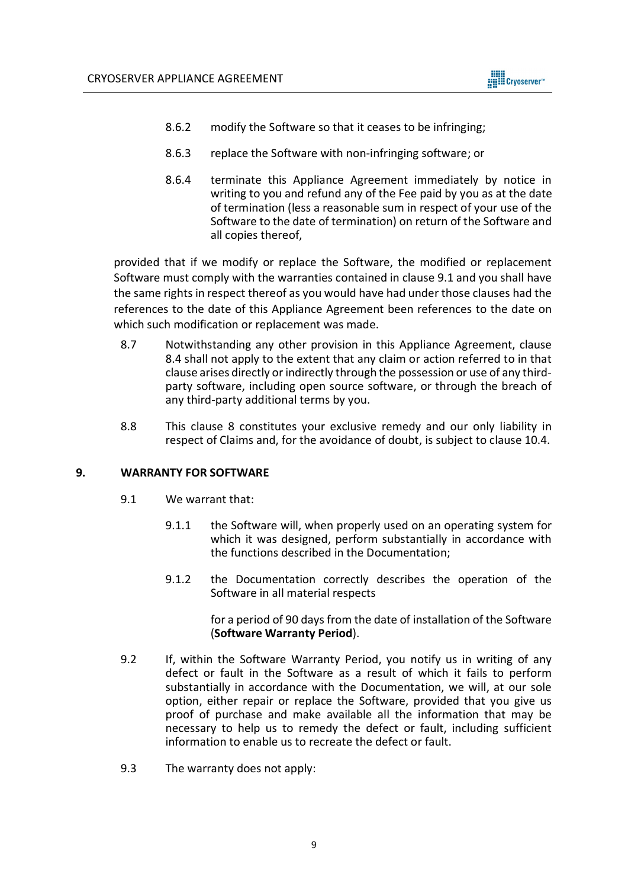8.6.2 modify the Software so that it ceases to be infringing;

8.6.3 replace the Software with non-infringing software; or

8.6.4 terminate this Appliance Agreement immediately by notice in writing to you and refund any of the Fee paid by you as at the date of termination (less a reasonable sum in respect of your use of the Software to the date of termination) on return of the Software and all copies thereof,

provided that if we modify or replace the Software, the modified or replacement Software must comply with the warranties contained in clause 9.1 and you shall have the same rights in respect thereof as you would have had under those clauses had the references to the date of this Appliance Agreement been references to the date on which such modification or replacement was made.

8.7 Notwithstanding any other provision in this Appliance Agreement, clause 8.4 shall not apply to the extent that any claim or action referred to in that clause arises directly or indirectly through the possession or use of any third-party software, including open source software, or through the breach of any third-party additional terms by you.

8.8 This clause 8 constitutes your exclusive remedy and our only liability in respect of Claims and, for the avoidance of doubt, is subject to clause 10.4.

## 9. WARRANTY FOR SOFTWARE

9.1 We warrant that:

9.1.1 the Software will, when properly used on an operating system for which it was designed, perform substantially in accordance with the functions described in the Documentation;

9.1.2 the Documentation correctly describes the operation of the Software in all material respects

for a period of 90 days from the date of installation of the Software (**Software Warranty Period**).

9.2 If, within the Software Warranty Period, you notify us in writing of any defect or fault in the Software as a result of which it fails to perform substantially in accordance with the Documentation, we will, at our sole option, either repair or replace the Software, provided that you give us proof of purchase and make available all the information that may be necessary to help us to remedy the defect or fault, including sufficient information to enable us to recreate the defect or fault.

9.3 The warranty does not apply: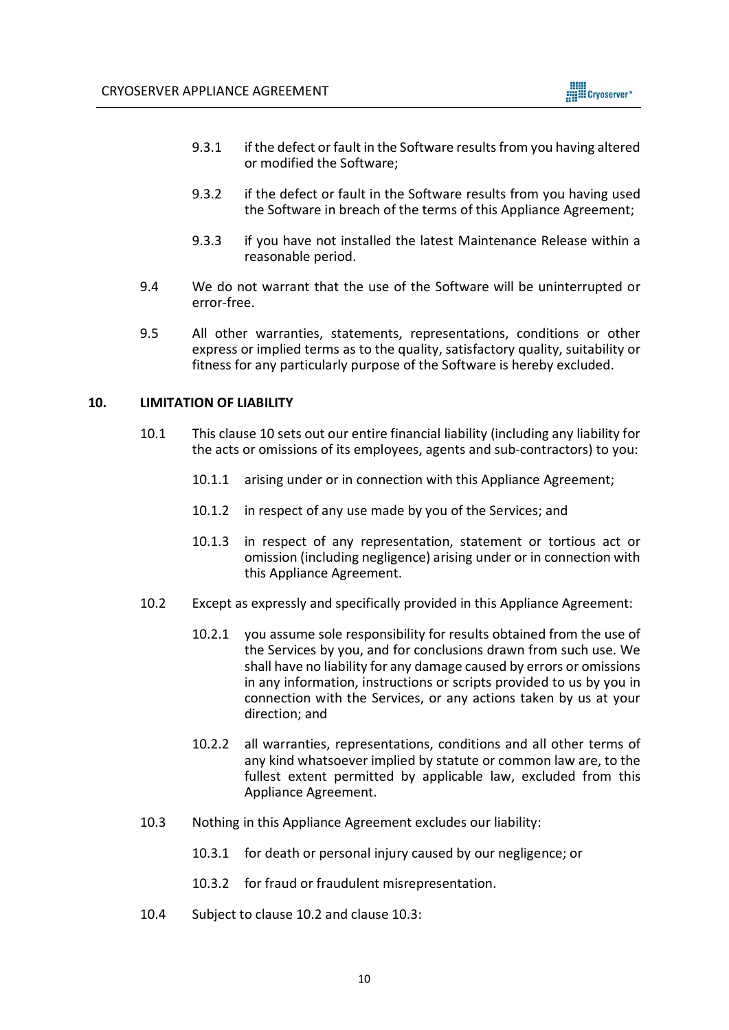9.3.1 if the defect or fault in the Software results from you having altered or modified the Software;

9.3.2 if the defect or fault in the Software results from you having used the Software in breach of the terms of this Appliance Agreement;

9.3.3 if you have not installed the latest Maintenance Release within a reasonable period.

9.4 We do not warrant that the use of the Software will be uninterrupted or error-free.

9.5 All other warranties, statements, representations, conditions or other express or implied terms as to the quality, satisfactory quality, suitability or fitness for any particularly purpose of the Software is hereby excluded.

## 10. LIMITATION OF LIABILITY

10.1 This clause 10 sets out our entire financial liability (including any liability for the acts or omissions of its employees, agents and sub-contractors) to you:

10.1.1 arising under or in connection with this Appliance Agreement;

10.1.2 in respect of any use made by you of the Services; and

10.1.3 in respect of any representation, statement or tortious act or omission (including negligence) arising under or in connection with this Appliance Agreement.

10.2 Except as expressly and specifically provided in this Appliance Agreement:

10.2.1 you assume sole responsibility for results obtained from the use of the Services by you, and for conclusions drawn from such use. We shall have no liability for any damage caused by errors or omissions in any information, instructions or scripts provided to us by you in connection with the Services, or any actions taken by us at your direction; and

10.2.2 all warranties, representations, conditions and all other terms of any kind whatsoever implied by statute or common law are, to the fullest extent permitted by applicable law, excluded from this Appliance Agreement.

10.3 Nothing in this Appliance Agreement excludes our liability:

10.3.1 for death or personal injury caused by our negligence; or

10.3.2 for fraud or fraudulent misrepresentation.

10.4 Subject to clause 10.2 and clause 10.3: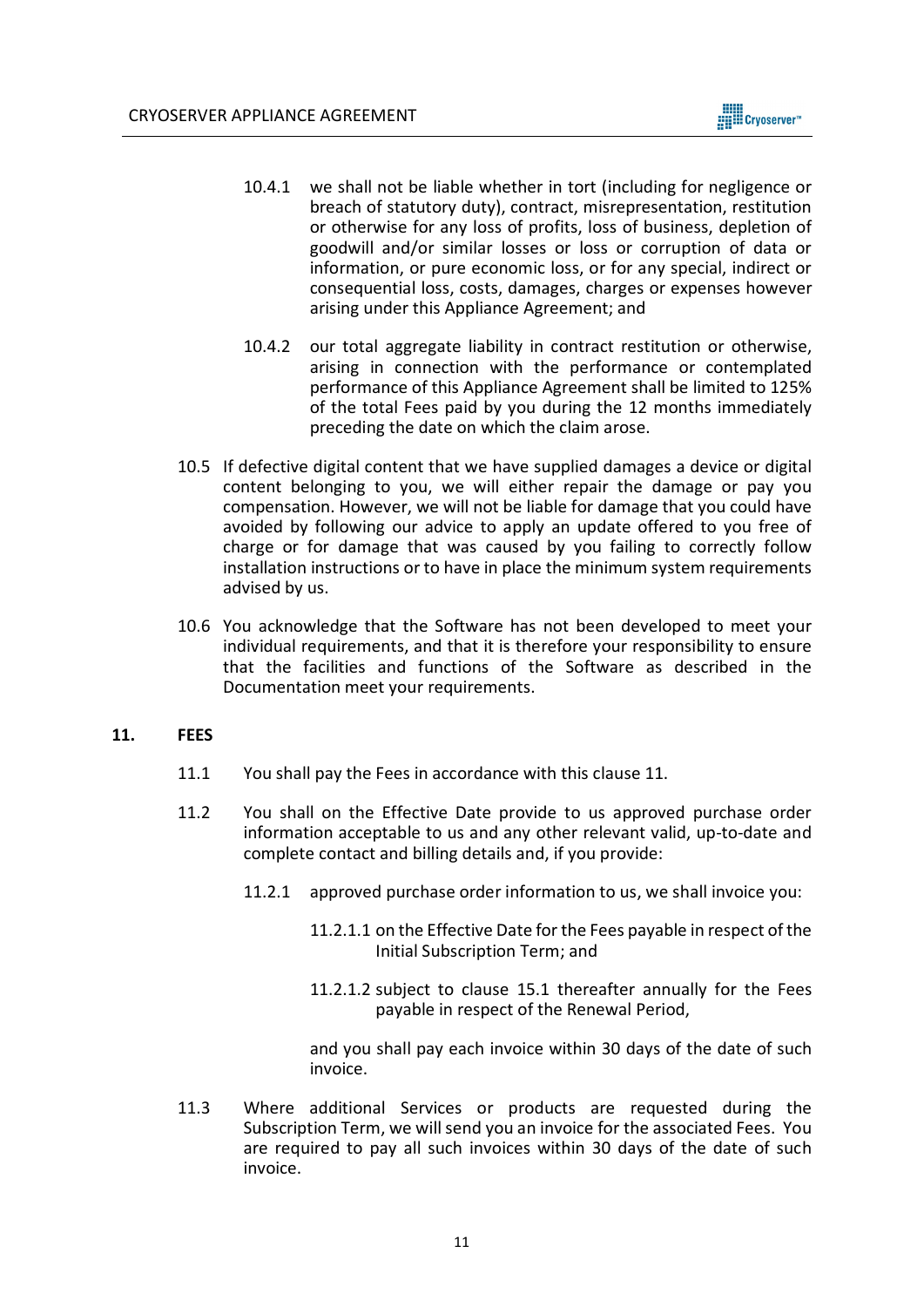10.4.1 we shall not be liable whether in tort (including for negligence or breach of statutory duty), contract, misrepresentation, restitution or otherwise for any loss of profits, loss of business, depletion of goodwill and/or similar losses or loss or corruption of data or information, or pure economic loss, or for any special, indirect or consequential loss, costs, damages, charges or expenses however arising under this Appliance Agreement; and

10.4.2 our total aggregate liability in contract restitution or otherwise, arising in connection with the performance or contemplated performance of this Appliance Agreement shall be limited to 125% of the total Fees paid by you during the 12 months immediately preceding the date on which the claim arose.

10.5 If defective digital content that we have supplied damages a device or digital content belonging to you, we will either repair the damage or pay you compensation. However, we will not be liable for damage that you could have avoided by following our advice to apply an update offered to you free of charge or for damage that was caused by you failing to correctly follow installation instructions or to have in place the minimum system requirements advised by us.

10.6 You acknowledge that the Software has not been developed to meet your individual requirements, and that it is therefore your responsibility to ensure that the facilities and functions of the Software as described in the Documentation meet your requirements.

## 11. FEES

11.1 You shall pay the Fees in accordance with this clause 11.

11.2 You shall on the Effective Date provide to us approved purchase order information acceptable to us and any other relevant valid, up-to-date and complete contact and billing details and, if you provide:

11.2.1 approved purchase order information to us, we shall invoice you:

11.2.1.1 on the Effective Date for the Fees payable in respect of the Initial Subscription Term; and

11.2.1.2 subject to clause 15.1 thereafter annually for the Fees payable in respect of the Renewal Period,

and you shall pay each invoice within 30 days of the date of such invoice.

11.3 Where additional Services or products are requested during the Subscription Term, we will send you an invoice for the associated Fees. You are required to pay all such invoices within 30 days of the date of such invoice.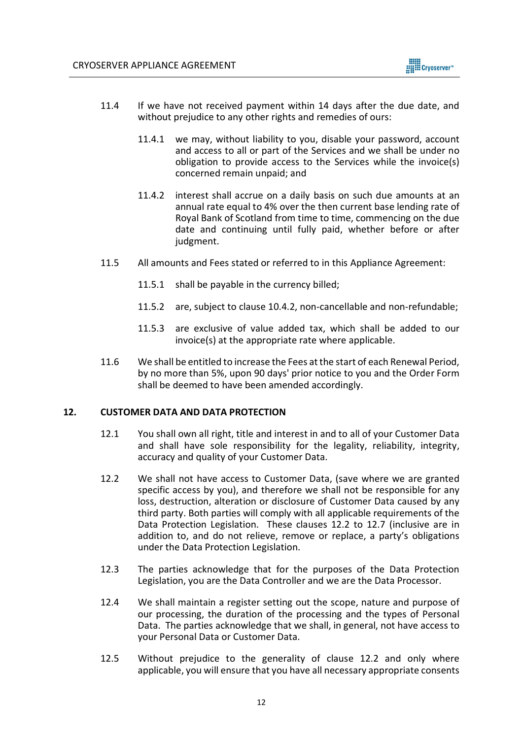11.4 If we have not received payment within 14 days after the due date, and without prejudice to any other rights and remedies of ours:

   11.4.1 we may, without liability to you, disable your password, account and access to all or part of the Services and we shall be under no obligation to provide access to the Services while the invoice(s) concerned remain unpaid; and

   11.4.2 interest shall accrue on a daily basis on such due amounts at an annual rate equal to 4% over the then current base lending rate of Royal Bank of Scotland from time to time, commencing on the due date and continuing until fully paid, whether before or after judgment.

11.5 All amounts and Fees stated or referred to in this Appliance Agreement:

   11.5.1 shall be payable in the currency billed;

   11.5.2 are, subject to clause 10.4.2, non-cancellable and non-refundable;

   11.5.3 are exclusive of value added tax, which shall be added to our invoice(s) at the appropriate rate where applicable.

11.6 We shall be entitled to increase the Fees at the start of each Renewal Period, by no more than 5%, upon 90 days' prior notice to you and the Order Form shall be deemed to have been amended accordingly.

## 12. CUSTOMER DATA AND DATA PROTECTION

12.1 You shall own all right, title and interest in and to all of your Customer Data and shall have sole responsibility for the legality, reliability, integrity, accuracy and quality of your Customer Data.

12.2 We shall not have access to Customer Data, (save where we are granted specific access by you), and therefore we shall not be responsible for any loss, destruction, alteration or disclosure of Customer Data caused by any third party. Both parties will comply with all applicable requirements of the Data Protection Legislation. These clauses 12.2 to 12.7 (inclusive are in addition to, and do not relieve, remove or replace, a party's obligations under the Data Protection Legislation.

12.3 The parties acknowledge that for the purposes of the Data Protection Legislation, you are the Data Controller and we are the Data Processor.

12.4 We shall maintain a register setting out the scope, nature and purpose of our processing, the duration of the processing and the types of Personal Data. The parties acknowledge that we shall, in general, not have access to your Personal Data or Customer Data.

12.5 Without prejudice to the generality of clause 12.2 and only where applicable, you will ensure that you have all necessary appropriate consents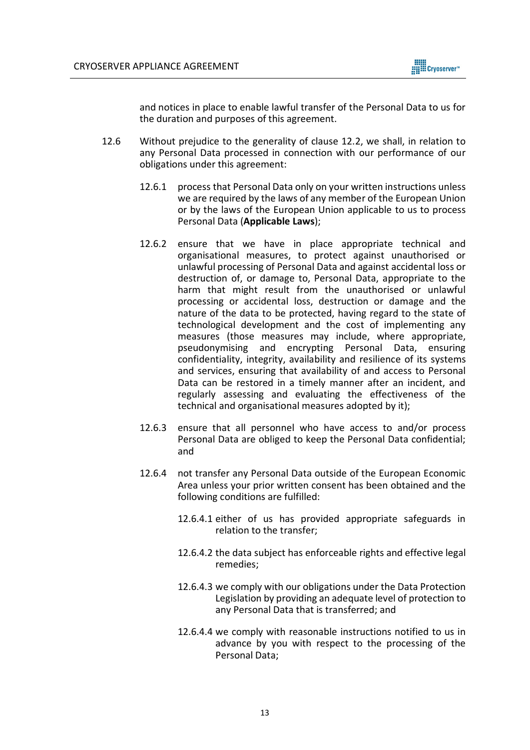and notices in place to enable lawful transfer of the Personal Data to us for the duration and purposes of this agreement.

12.6 Without prejudice to the generality of clause 12.2, we shall, in relation to any Personal Data processed in connection with our performance of our obligations under this agreement:

12.6.1 process that Personal Data only on your written instructions unless we are required by the laws of any member of the European Union or by the laws of the European Union applicable to us to process Personal Data (**Applicable Laws**);

12.6.2 ensure that we have in place appropriate technical and organisational measures, to protect against unauthorised or unlawful processing of Personal Data and against accidental loss or destruction of, or damage to, Personal Data, appropriate to the harm that might result from the unauthorised or unlawful processing or accidental loss, destruction or damage and the nature of the data to be protected, having regard to the state of technological development and the cost of implementing any measures (those measures may include, where appropriate, pseudonymising and encrypting Personal Data, ensuring confidentiality, integrity, availability and resilience of its systems and services, ensuring that availability of and access to Personal Data can be restored in a timely manner after an incident, and regularly assessing and evaluating the effectiveness of the technical and organisational measures adopted by it);

12.6.3 ensure that all personnel who have access to and/or process Personal Data are obliged to keep the Personal Data confidential; and

12.6.4 not transfer any Personal Data outside of the European Economic Area unless your prior written consent has been obtained and the following conditions are fulfilled:

12.6.4.1 either of us has provided appropriate safeguards in relation to the transfer;

12.6.4.2 the data subject has enforceable rights and effective legal remedies;

12.6.4.3 we comply with our obligations under the Data Protection Legislation by providing an adequate level of protection to any Personal Data that is transferred; and

12.6.4.4 we comply with reasonable instructions notified to us in advance by you with respect to the processing of the Personal Data;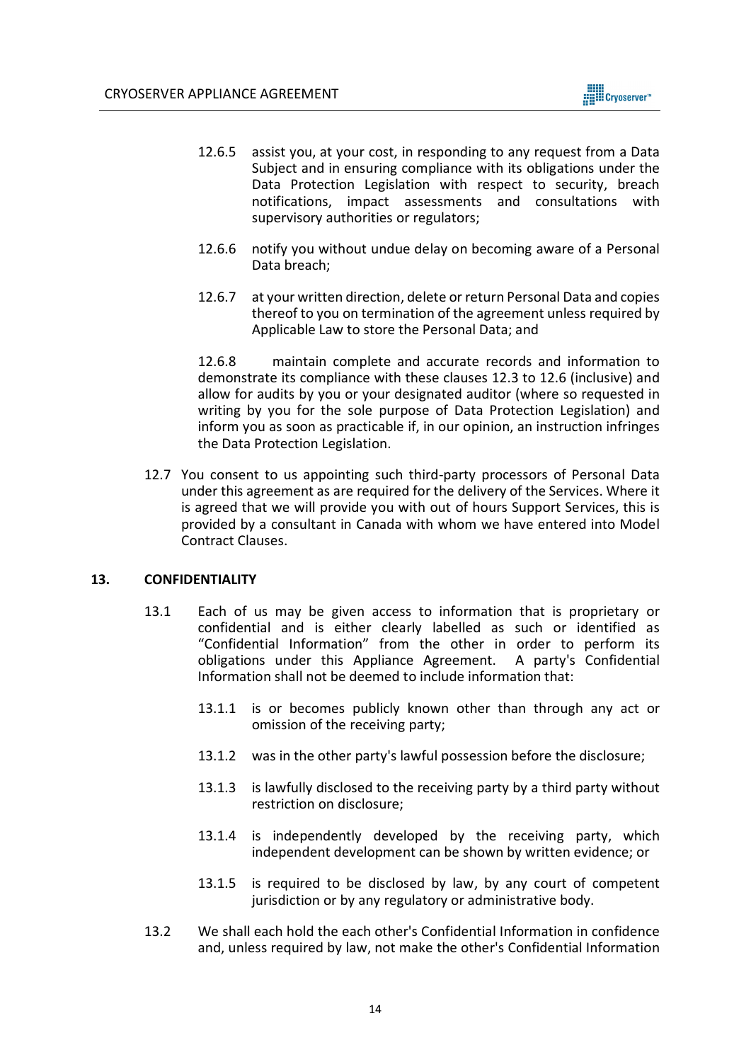12.6.5 assist you, at your cost, in responding to any request from a Data Subject and in ensuring compliance with its obligations under the Data Protection Legislation with respect to security, breach notifications, impact assessments and consultations with supervisory authorities or regulators;

12.6.6 notify you without undue delay on becoming aware of a Personal Data breach;

12.6.7 at your written direction, delete or return Personal Data and copies thereof to you on termination of the agreement unless required by Applicable Law to store the Personal Data; and

12.6.8 maintain complete and accurate records and information to demonstrate its compliance with these clauses 12.3 to 12.6 (inclusive) and allow for audits by you or your designated auditor (where so requested in writing by you for the sole purpose of Data Protection Legislation) and inform you as soon as practicable if, in our opinion, an instruction infringes the Data Protection Legislation.

12.7 You consent to us appointing such third-party processors of Personal Data under this agreement as are required for the delivery of the Services. Where it is agreed that we will provide you with out of hours Support Services, this is provided by a consultant in Canada with whom we have entered into Model Contract Clauses.

## 13. CONFIDENTIALITY

13.1 Each of us may be given access to information that is proprietary or confidential and is either clearly labelled as such or identified as "Confidential Information" from the other in order to perform its obligations under this Appliance Agreement. A party's Confidential Information shall not be deemed to include information that:

13.1.1 is or becomes publicly known other than through any act or omission of the receiving party;

13.1.2 was in the other party's lawful possession before the disclosure;

13.1.3 is lawfully disclosed to the receiving party by a third party without restriction on disclosure;

13.1.4 is independently developed by the receiving party, which independent development can be shown by written evidence; or

13.1.5 is required to be disclosed by law, by any court of competent jurisdiction or by any regulatory or administrative body.

13.2 We shall each hold the each other's Confidential Information in confidence and, unless required by law, not make the other's Confidential Information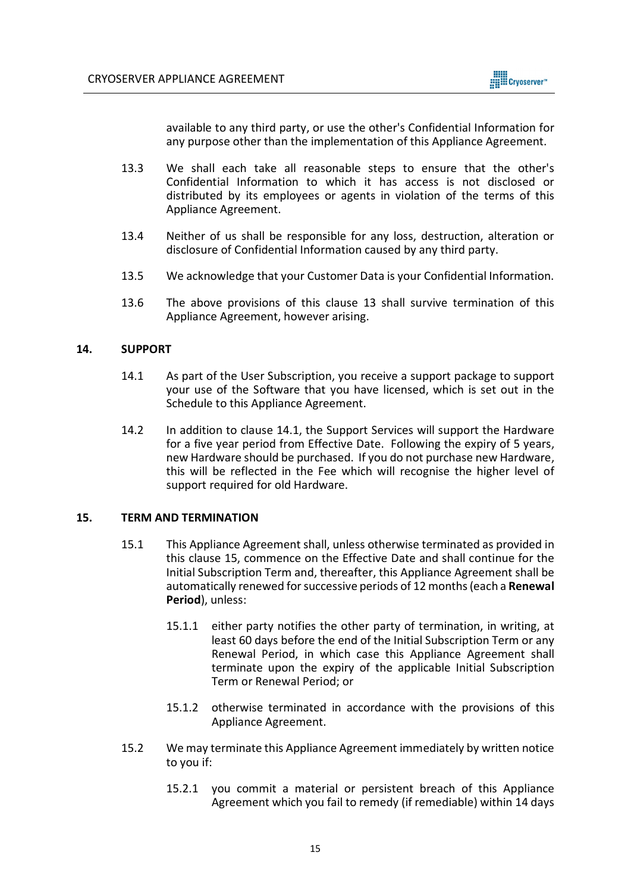available to any third party, or use the other's Confidential Information for any purpose other than the implementation of this Appliance Agreement.

13.3 We shall each take all reasonable steps to ensure that the other's Confidential Information to which it has access is not disclosed or distributed by its employees or agents in violation of the terms of this Appliance Agreement.

13.4 Neither of us shall be responsible for any loss, destruction, alteration or disclosure of Confidential Information caused by any third party.

13.5 We acknowledge that your Customer Data is your Confidential Information.

13.6 The above provisions of this clause 13 shall survive termination of this Appliance Agreement, however arising.

## 14. SUPPORT

14.1 As part of the User Subscription, you receive a support package to support your use of the Software that you have licensed, which is set out in the Schedule to this Appliance Agreement.

14.2 In addition to clause 14.1, the Support Services will support the Hardware for a five year period from Effective Date. Following the expiry of 5 years, new Hardware should be purchased. If you do not purchase new Hardware, this will be reflected in the Fee which will recognise the higher level of support required for old Hardware.

## 15. TERM AND TERMINATION

15.1 This Appliance Agreement shall, unless otherwise terminated as provided in this clause 15, commence on the Effective Date and shall continue for the Initial Subscription Term and, thereafter, this Appliance Agreement shall be automatically renewed for successive periods of 12 months (each a **Renewal Period**), unless:

15.1.1 either party notifies the other party of termination, in writing, at least 60 days before the end of the Initial Subscription Term or any Renewal Period, in which case this Appliance Agreement shall terminate upon the expiry of the applicable Initial Subscription Term or Renewal Period; or

15.1.2 otherwise terminated in accordance with the provisions of this Appliance Agreement.

15.2 We may terminate this Appliance Agreement immediately by written notice to you if:

15.2.1 you commit a material or persistent breach of this Appliance Agreement which you fail to remedy (if remediable) within 14 days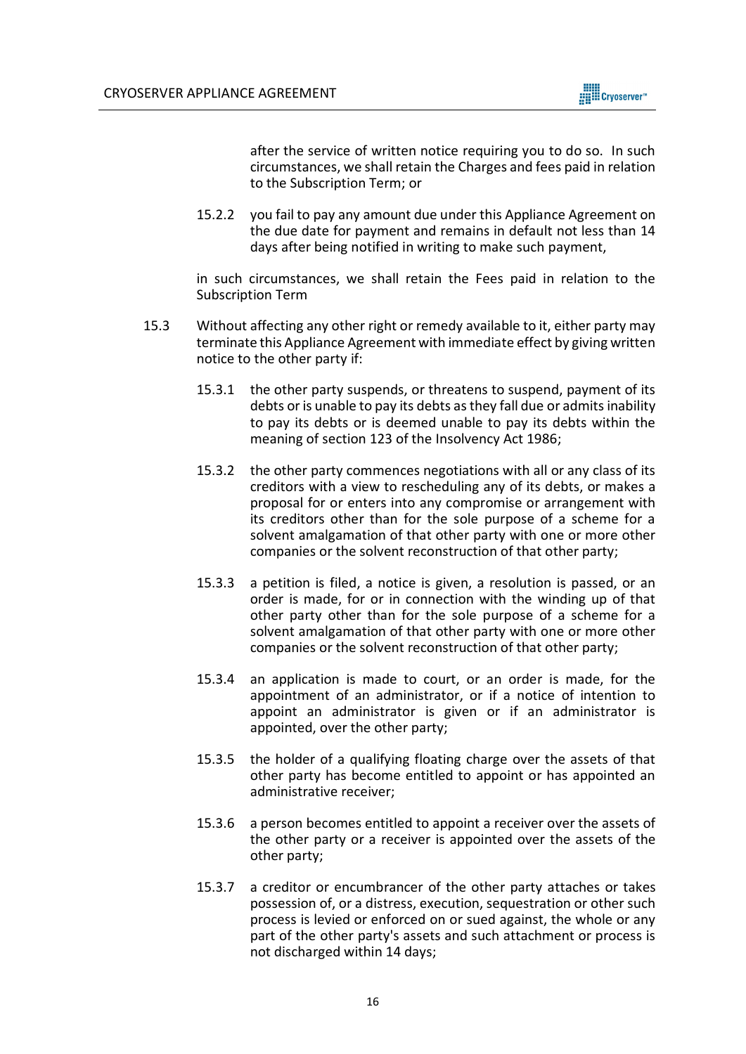after the service of written notice requiring you to do so. In such circumstances, we shall retain the Charges and fees paid in relation to the Subscription Term; or

15.2.2 you fail to pay any amount due under this Appliance Agreement on the due date for payment and remains in default not less than 14 days after being notified in writing to make such payment,

in such circumstances, we shall retain the Fees paid in relation to the Subscription Term

15.3 Without affecting any other right or remedy available to it, either party may terminate this Appliance Agreement with immediate effect by giving written notice to the other party if:

15.3.1 the other party suspends, or threatens to suspend, payment of its debts or is unable to pay its debts as they fall due or admits inability to pay its debts or is deemed unable to pay its debts within the meaning of section 123 of the Insolvency Act 1986;

15.3.2 the other party commences negotiations with all or any class of its creditors with a view to rescheduling any of its debts, or makes a proposal for or enters into any compromise or arrangement with its creditors other than for the sole purpose of a scheme for a solvent amalgamation of that other party with one or more other companies or the solvent reconstruction of that other party;

15.3.3 a petition is filed, a notice is given, a resolution is passed, or an order is made, for or in connection with the winding up of that other party other than for the sole purpose of a scheme for a solvent amalgamation of that other party with one or more other companies or the solvent reconstruction of that other party;

15.3.4 an application is made to court, or an order is made, for the appointment of an administrator, or if a notice of intention to appoint an administrator is given or if an administrator is appointed, over the other party;

15.3.5 the holder of a qualifying floating charge over the assets of that other party has become entitled to appoint or has appointed an administrative receiver;

15.3.6 a person becomes entitled to appoint a receiver over the assets of the other party or a receiver is appointed over the assets of the other party;

15.3.7 a creditor or encumbrancer of the other party attaches or takes possession of, or a distress, execution, sequestration or other such process is levied or enforced on or sued against, the whole or any part of the other party's assets and such attachment or process is not discharged within 14 days;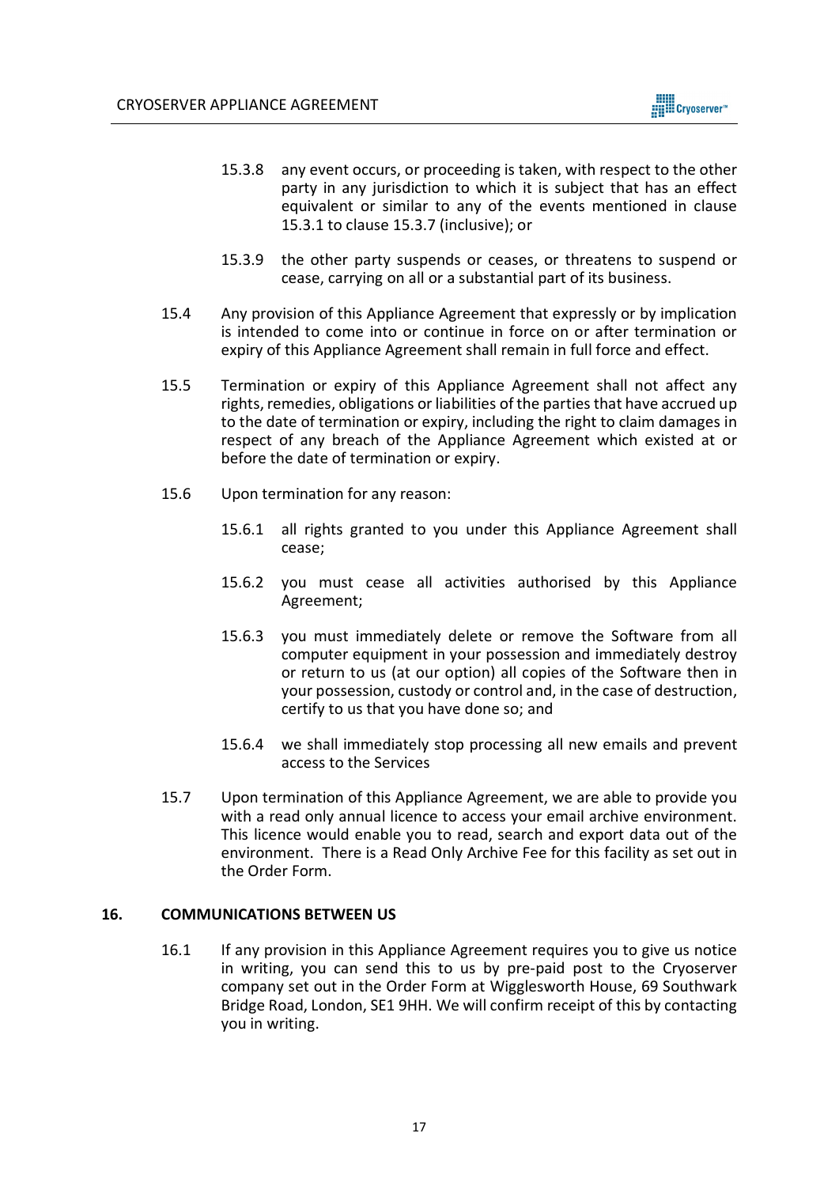15.3.8 any event occurs, or proceeding is taken, with respect to the other party in any jurisdiction to which it is subject that has an effect equivalent or similar to any of the events mentioned in clause 15.3.1 to clause 15.3.7 (inclusive); or

15.3.9 the other party suspends or ceases, or threatens to suspend or cease, carrying on all or a substantial part of its business.

15.4 Any provision of this Appliance Agreement that expressly or by implication is intended to come into or continue in force on or after termination or expiry of this Appliance Agreement shall remain in full force and effect.

15.5 Termination or expiry of this Appliance Agreement shall not affect any rights, remedies, obligations or liabilities of the parties that have accrued up to the date of termination or expiry, including the right to claim damages in respect of any breach of the Appliance Agreement which existed at or before the date of termination or expiry.

15.6 Upon termination for any reason:

15.6.1 all rights granted to you under this Appliance Agreement shall cease;

15.6.2 you must cease all activities authorised by this Appliance Agreement;

15.6.3 you must immediately delete or remove the Software from all computer equipment in your possession and immediately destroy or return to us (at our option) all copies of the Software then in your possession, custody or control and, in the case of destruction, certify to us that you have done so; and

15.6.4 we shall immediately stop processing all new emails and prevent access to the Services

15.7 Upon termination of this Appliance Agreement, we are able to provide you with a read only annual licence to access your email archive environment. This licence would enable you to read, search and export data out of the environment. There is a Read Only Archive Fee for this facility as set out in the Order Form.

## 16. COMMUNICATIONS BETWEEN US

16.1 If any provision in this Appliance Agreement requires you to give us notice in writing, you can send this to us by pre-paid post to the Cryoserver company set out in the Order Form at Wigglesworth House, 69 Southwark Bridge Road, London, SE1 9HH. We will confirm receipt of this by contacting you in writing.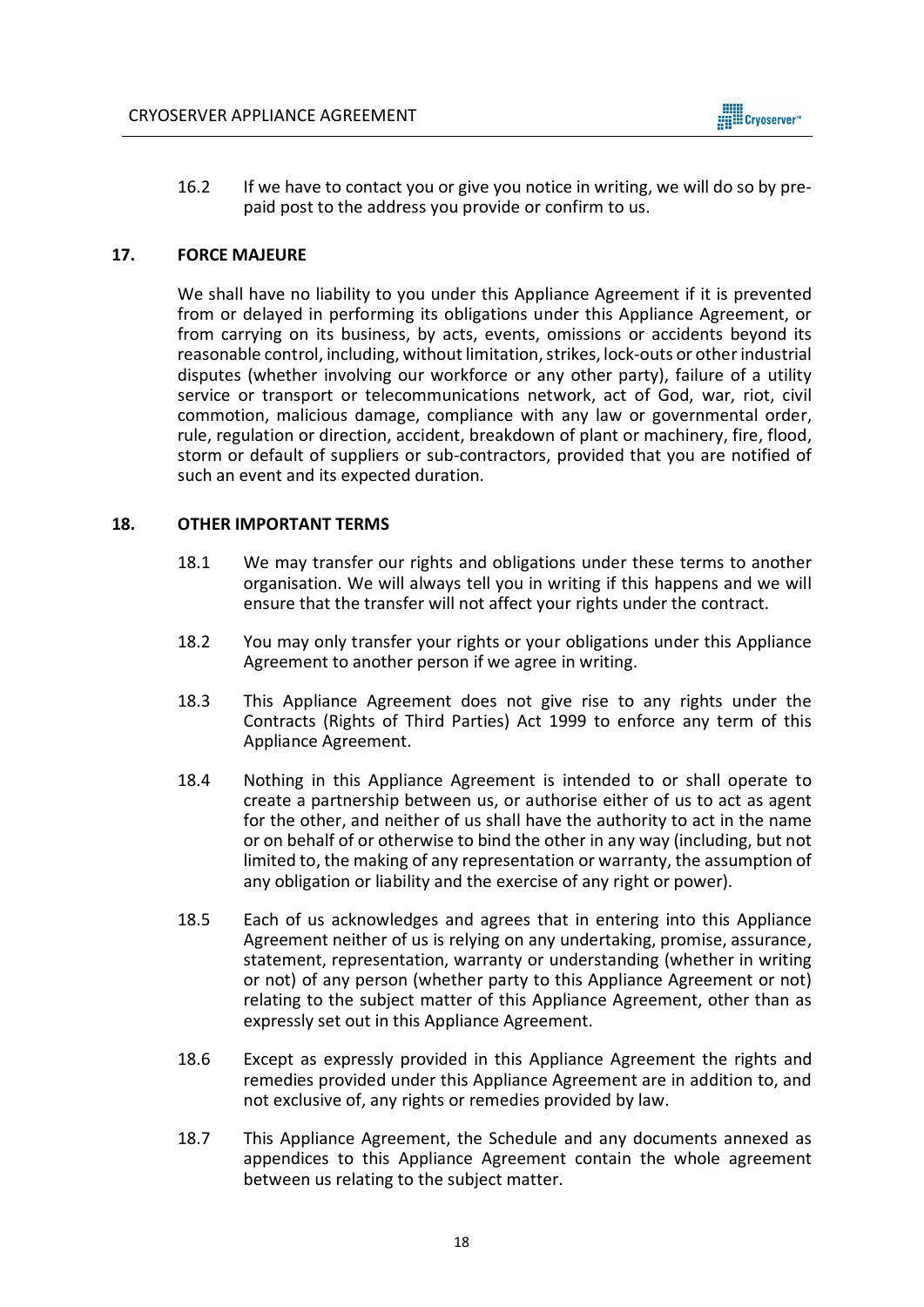16.2 If we have to contact you or give you notice in writing, we will do so by pre-paid post to the address you provide or confirm to us.

## 17. FORCE MAJEURE

We shall have no liability to you under this Appliance Agreement if it is prevented from or delayed in performing its obligations under this Appliance Agreement, or from carrying on its business, by acts, events, omissions or accidents beyond its reasonable control, including, without limitation, strikes, lock-outs or other industrial disputes (whether involving our workforce or any other party), failure of a utility service or transport or telecommunications network, act of God, war, riot, civil commotion, malicious damage, compliance with any law or governmental order, rule, regulation or direction, accident, breakdown of plant or machinery, fire, flood, storm or default of suppliers or sub-contractors, provided that you are notified of such an event and its expected duration.

## 18. OTHER IMPORTANT TERMS

18.1 We may transfer our rights and obligations under these terms to another organisation. We will always tell you in writing if this happens and we will ensure that the transfer will not affect your rights under the contract.

18.2 You may only transfer your rights or your obligations under this Appliance Agreement to another person if we agree in writing.

18.3 This Appliance Agreement does not give rise to any rights under the Contracts (Rights of Third Parties) Act 1999 to enforce any term of this Appliance Agreement.

18.4 Nothing in this Appliance Agreement is intended to or shall operate to create a partnership between us, or authorise either of us to act as agent for the other, and neither of us shall have the authority to act in the name or on behalf of or otherwise to bind the other in any way (including, but not limited to, the making of any representation or warranty, the assumption of any obligation or liability and the exercise of any right or power).

18.5 Each of us acknowledges and agrees that in entering into this Appliance Agreement neither of us is relying on any undertaking, promise, assurance, statement, representation, warranty or understanding (whether in writing or not) of any person (whether party to this Appliance Agreement or not) relating to the subject matter of this Appliance Agreement, other than as expressly set out in this Appliance Agreement.

18.6 Except as expressly provided in this Appliance Agreement the rights and remedies provided under this Appliance Agreement are in addition to, and not exclusive of, any rights or remedies provided by law.

18.7 This Appliance Agreement, the Schedule and any documents annexed as appendices to this Appliance Agreement contain the whole agreement between us relating to the subject matter.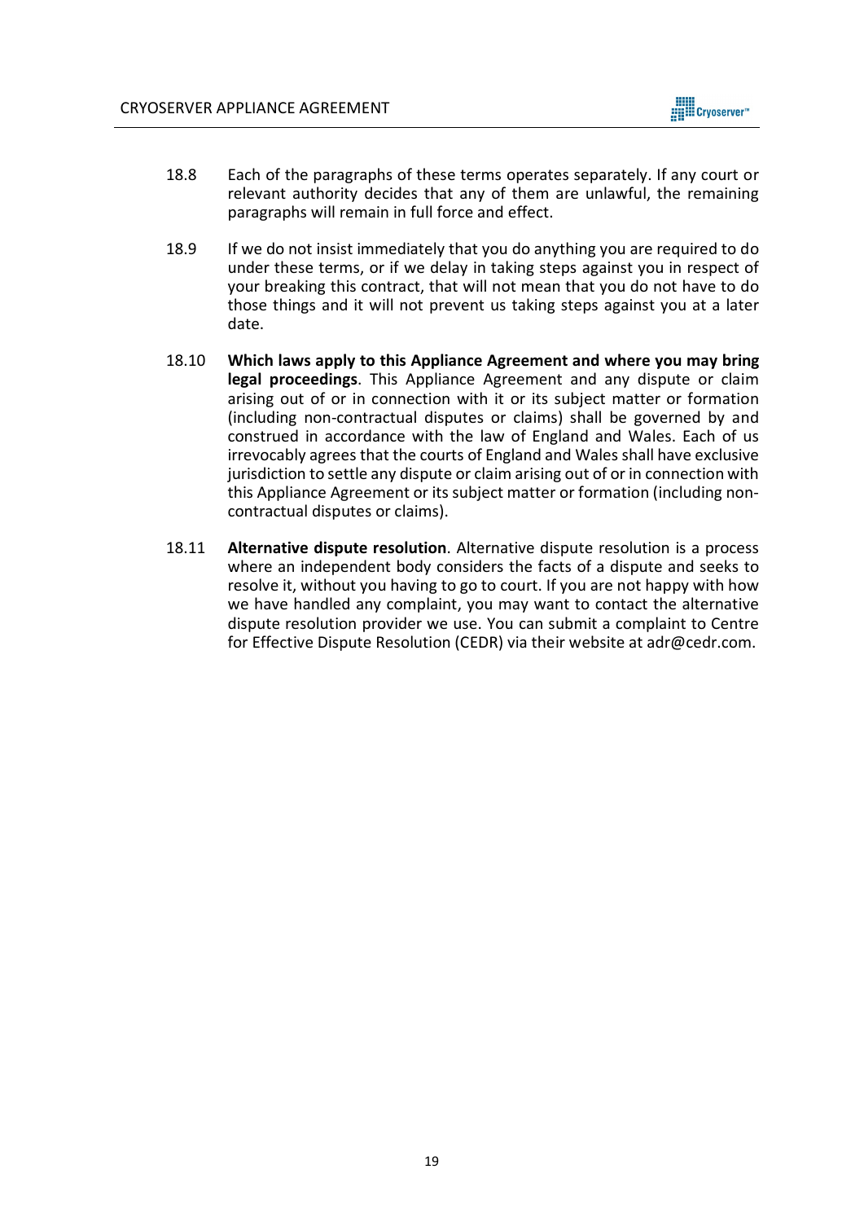18.8 Each of the paragraphs of these terms operates separately. If any court or relevant authority decides that any of them are unlawful, the remaining paragraphs will remain in full force and effect.

18.9 If we do not insist immediately that you do anything you are required to do under these terms, or if we delay in taking steps against you in respect of your breaking this contract, that will not mean that you do not have to do those things and it will not prevent us taking steps against you at a later date.

18.10 **Which laws apply to this Appliance Agreement and where you may bring legal proceedings**. This Appliance Agreement and any dispute or claim arising out of or in connection with it or its subject matter or formation (including non-contractual disputes or claims) shall be governed by and construed in accordance with the law of England and Wales. Each of us irrevocably agrees that the courts of England and Wales shall have exclusive jurisdiction to settle any dispute or claim arising out of or in connection with this Appliance Agreement or its subject matter or formation (including non-contractual disputes or claims).

18.11 **Alternative dispute resolution**. Alternative dispute resolution is a process where an independent body considers the facts of a dispute and seeks to resolve it, without you having to go to court. If you are not happy with how we have handled any complaint, you may want to contact the alternative dispute resolution provider we use. You can submit a complaint to Centre for Effective Dispute Resolution (CEDR) via their website at adr@cedr.com.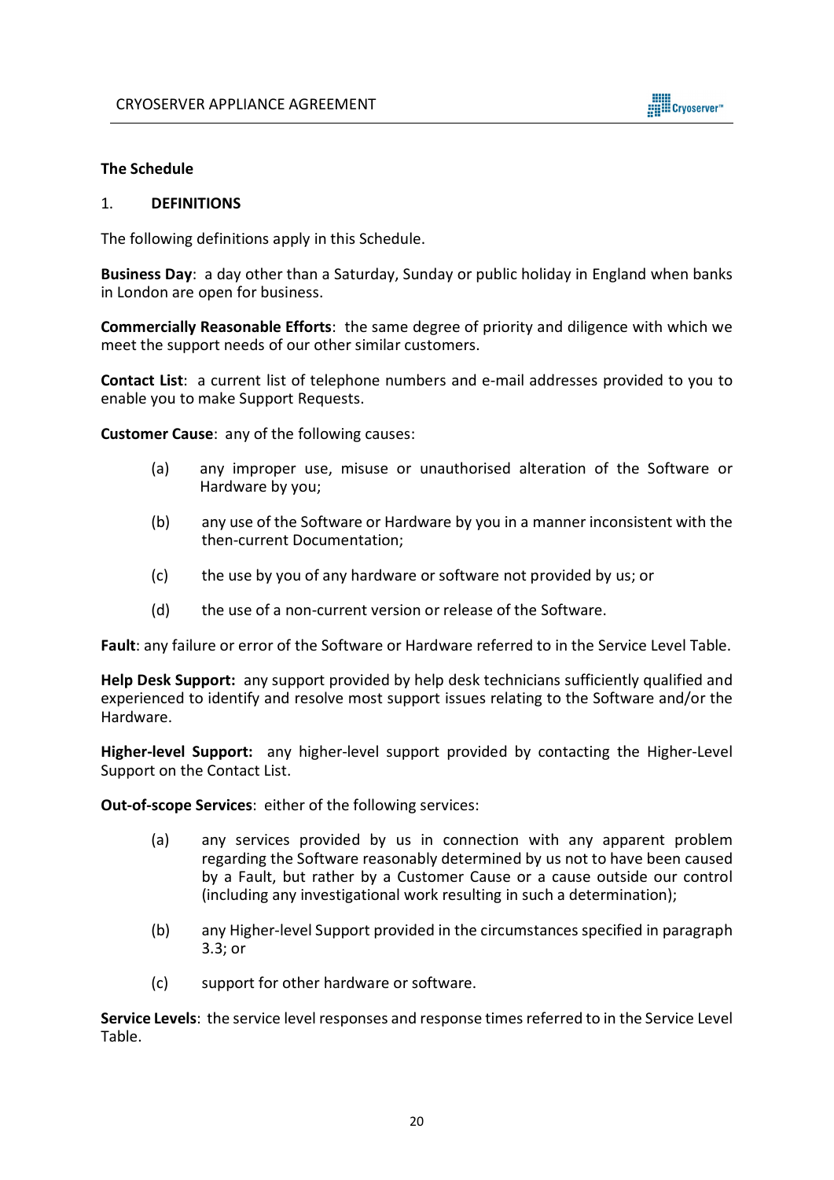**The Schedule**

1. **DEFINITIONS**

The following definitions apply in this Schedule.

**Business Day**: a day other than a Saturday, Sunday or public holiday in England when banks in London are open for business.

**Commercially Reasonable Efforts**: the same degree of priority and diligence with which we meet the support needs of our other similar customers.

**Contact List**: a current list of telephone numbers and e-mail addresses provided to you to enable you to make Support Requests.

**Customer Cause**: any of the following causes:

- (a) any improper use, misuse or unauthorised alteration of the Software or Hardware by you;
- (b) any use of the Software or Hardware by you in a manner inconsistent with the then-current Documentation;
- (c) the use by you of any hardware or software not provided by us; or
- (d) the use of a non-current version or release of the Software.

**Fault**: any failure or error of the Software or Hardware referred to in the Service Level Table.

**Help Desk Support:** any support provided by help desk technicians sufficiently qualified and experienced to identify and resolve most support issues relating to the Software and/or the Hardware.

**Higher-level Support:** any higher-level support provided by contacting the Higher-Level Support on the Contact List.

**Out-of-scope Services**: either of the following services:

- (a) any services provided by us in connection with any apparent problem regarding the Software reasonably determined by us not to have been caused by a Fault, but rather by a Customer Cause or a cause outside our control (including any investigational work resulting in such a determination);
- (b) any Higher-level Support provided in the circumstances specified in paragraph 3.3; or
- (c) support for other hardware or software.

**Service Levels**: the service level responses and response times referred to in the Service Level Table.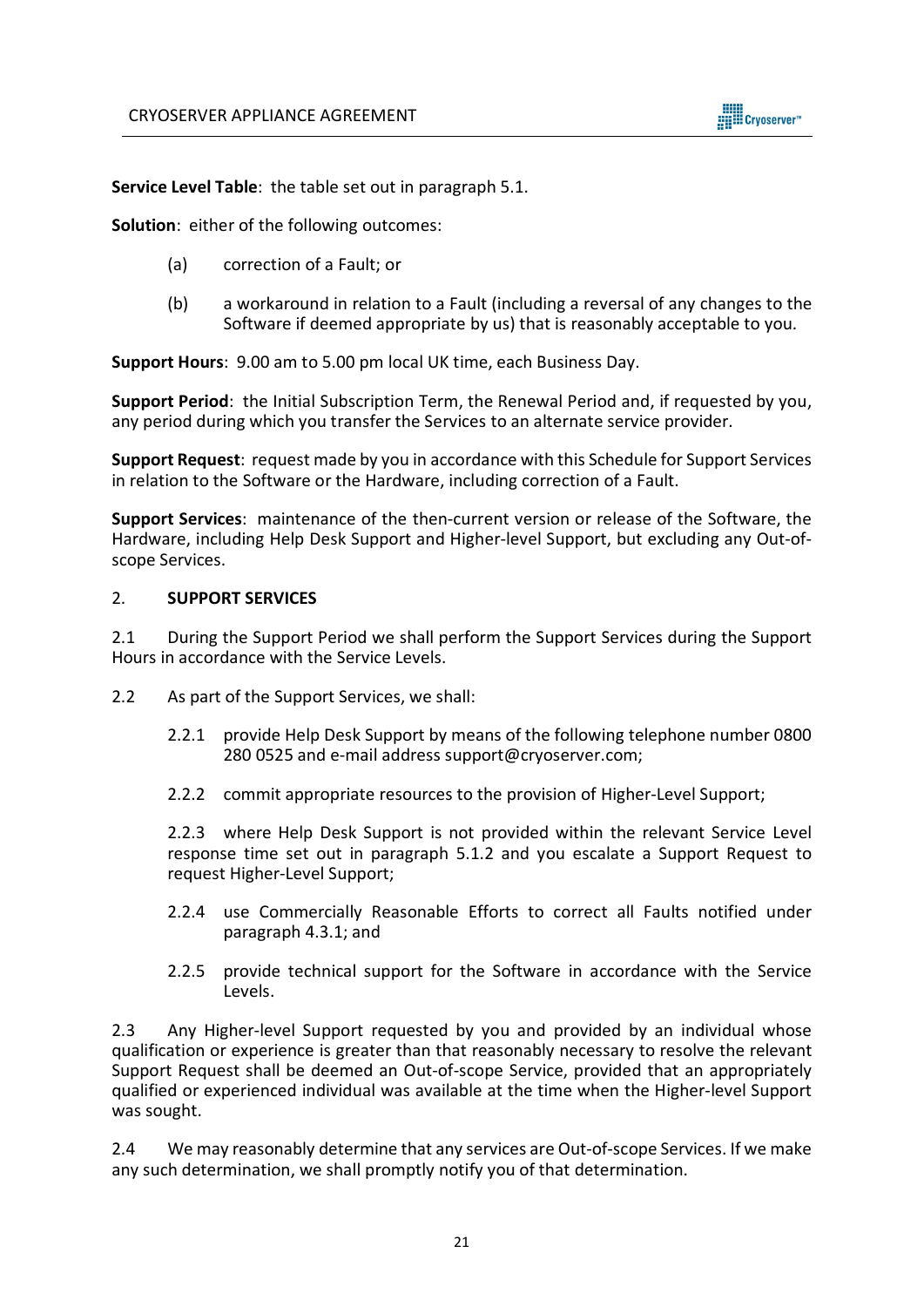**Service Level Table**: the table set out in paragraph 5.1.

**Solution**: either of the following outcomes:

(a) correction of a Fault; or

(b) a workaround in relation to a Fault (including a reversal of any changes to the Software if deemed appropriate by us) that is reasonably acceptable to you.

**Support Hours**: 9.00 am to 5.00 pm local UK time, each Business Day.

**Support Period**: the Initial Subscription Term, the Renewal Period and, if requested by you, any period during which you transfer the Services to an alternate service provider.

**Support Request**: request made by you in accordance with this Schedule for Support Services in relation to the Software or the Hardware, including correction of a Fault.

**Support Services**: maintenance of the then-current version or release of the Software, the Hardware, including Help Desk Support and Higher-level Support, but excluding any Out-of-scope Services.

## 2. SUPPORT SERVICES

2.1 During the Support Period we shall perform the Support Services during the Support Hours in accordance with the Service Levels.

2.2 As part of the Support Services, we shall:

2.2.1 provide Help Desk Support by means of the following telephone number 0800 280 0525 and e-mail address support@cryoserver.com;

2.2.2 commit appropriate resources to the provision of Higher-Level Support;

2.2.3 where Help Desk Support is not provided within the relevant Service Level response time set out in paragraph 5.1.2 and you escalate a Support Request to request Higher-Level Support;

2.2.4 use Commercially Reasonable Efforts to correct all Faults notified under paragraph 4.3.1; and

2.2.5 provide technical support for the Software in accordance with the Service Levels.

2.3 Any Higher-level Support requested by you and provided by an individual whose qualification or experience is greater than that reasonably necessary to resolve the relevant Support Request shall be deemed an Out-of-scope Service, provided that an appropriately qualified or experienced individual was available at the time when the Higher-level Support was sought.

2.4 We may reasonably determine that any services are Out-of-scope Services. If we make any such determination, we shall promptly notify you of that determination.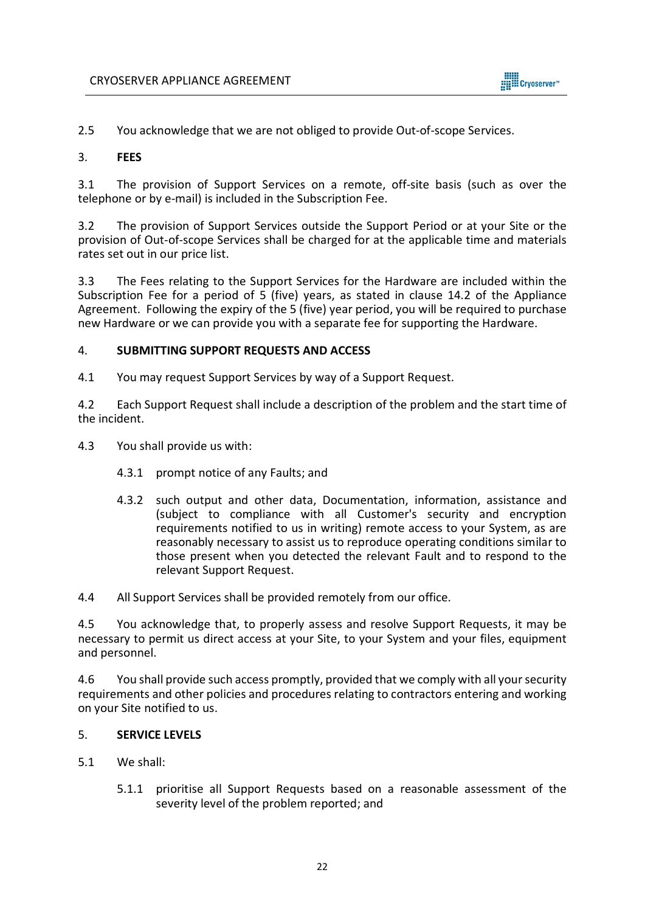2.5 You acknowledge that we are not obliged to provide Out-of-scope Services.

## 3. FEES

3.1 The provision of Support Services on a remote, off-site basis (such as over the telephone or by e-mail) is included in the Subscription Fee.

3.2 The provision of Support Services outside the Support Period or at your Site or the provision of Out-of-scope Services shall be charged for at the applicable time and materials rates set out in our price list.

3.3 The Fees relating to the Support Services for the Hardware are included within the Subscription Fee for a period of 5 (five) years, as stated in clause 14.2 of the Appliance Agreement. Following the expiry of the 5 (five) year period, you will be required to purchase new Hardware or we can provide you with a separate fee for supporting the Hardware.

## 4. SUBMITTING SUPPORT REQUESTS AND ACCESS

4.1 You may request Support Services by way of a Support Request.

4.2 Each Support Request shall include a description of the problem and the start time of the incident.

4.3 You shall provide us with:

4.3.1 prompt notice of any Faults; and

4.3.2 such output and other data, Documentation, information, assistance and (subject to compliance with all Customer's security and encryption requirements notified to us in writing) remote access to your System, as are reasonably necessary to assist us to reproduce operating conditions similar to those present when you detected the relevant Fault and to respond to the relevant Support Request.

4.4 All Support Services shall be provided remotely from our office.

4.5 You acknowledge that, to properly assess and resolve Support Requests, it may be necessary to permit us direct access at your Site, to your System and your files, equipment and personnel.

4.6 You shall provide such access promptly, provided that we comply with all your security requirements and other policies and procedures relating to contractors entering and working on your Site notified to us.

## 5. SERVICE LEVELS

5.1 We shall:

5.1.1 prioritise all Support Requests based on a reasonable assessment of the severity level of the problem reported; and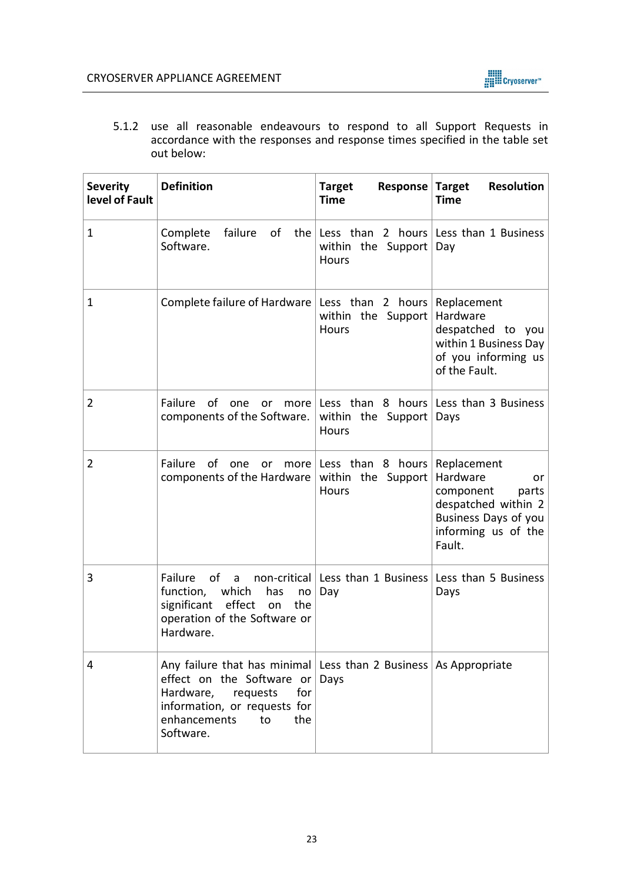5.1.2 use all reasonable endeavours to respond to all Support Requests in accordance with the responses and response times specified in the table set out below:

| Severity level of Fault | Definition | Target Response Time | Target Resolution Time |
|---|---|---|---|
| 1 | Complete failure of the Software. | Less than 2 hours within the Support Hours | Less than 1 Business Day |
| 1 | Complete failure of Hardware | Less than 2 hours within the Support Hours | Replacement Hardware despatched to you within 1 Business Day of you informing us of the Fault. |
| 2 | Failure of one or more components of the Software. | Less than 8 hours within the Support Hours | Less than 3 Business Days |
| 2 | Failure of one or more components of the Hardware | Less than 8 hours within the Support Hours | Replacement Hardware or component parts despatched within 2 Business Days of you informing us of the Fault. |
| 3 | Failure of a non-critical function, which has no significant effect on the operation of the Software or Hardware. | Less than 1 Business Day | Less than 5 Business Days |
| 4 | Any failure that has minimal effect on the Software or Hardware, requests for information, or requests for enhancements to the Software. | Less than 2 Business Days | As Appropriate |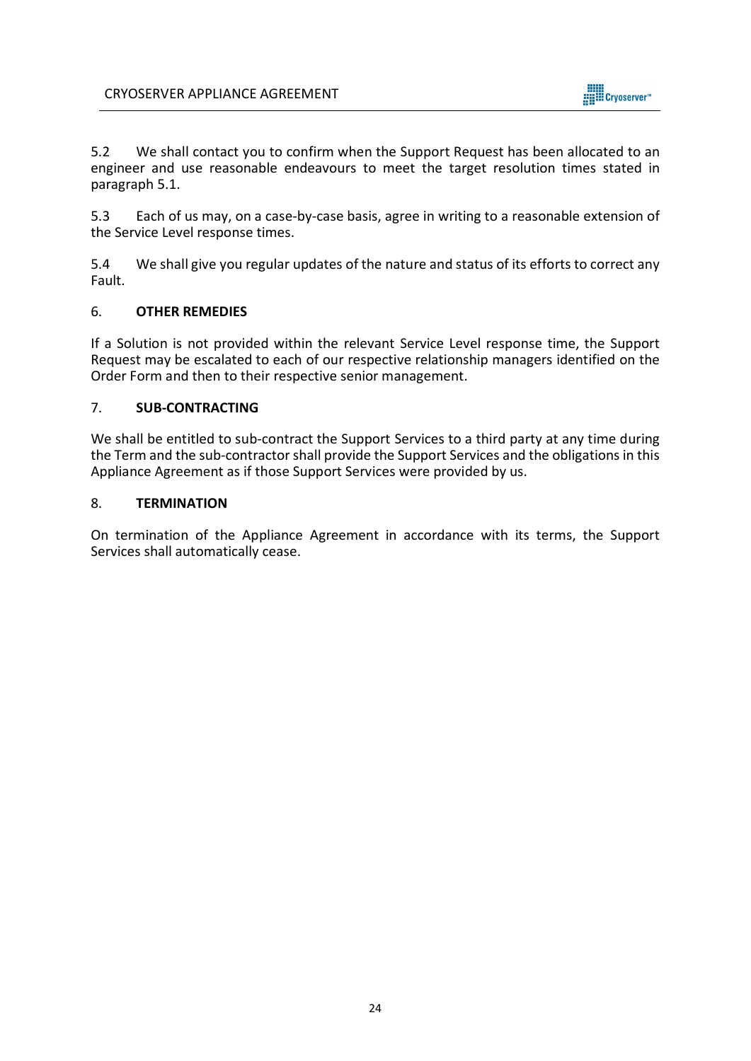5.2 We shall contact you to confirm when the Support Request has been allocated to an engineer and use reasonable endeavours to meet the target resolution times stated in paragraph 5.1.

5.3 Each of us may, on a case-by-case basis, agree in writing to a reasonable extension of the Service Level response times.

5.4 We shall give you regular updates of the nature and status of its efforts to correct any Fault.

## 6. OTHER REMEDIES

If a Solution is not provided within the relevant Service Level response time, the Support Request may be escalated to each of our respective relationship managers identified on the Order Form and then to their respective senior management.

## 7. SUB-CONTRACTING

We shall be entitled to sub-contract the Support Services to a third party at any time during the Term and the sub-contractor shall provide the Support Services and the obligations in this Appliance Agreement as if those Support Services were provided by us.

## 8. TERMINATION

On termination of the Appliance Agreement in accordance with its terms, the Support Services shall automatically cease.